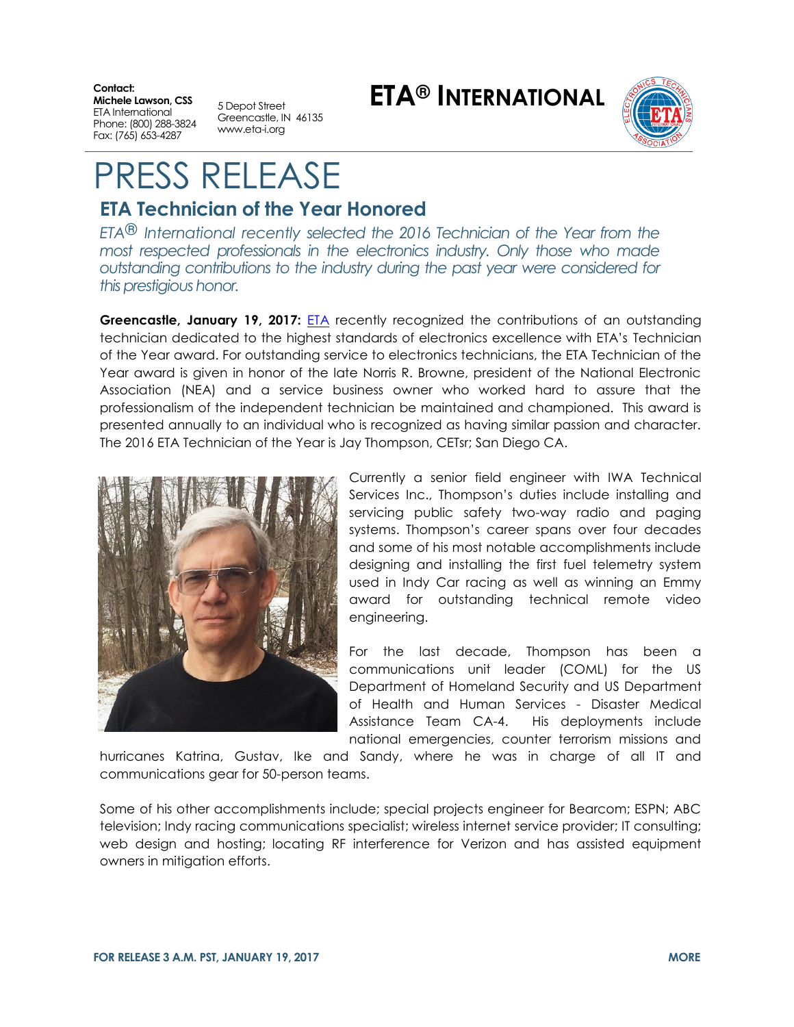**Contact:**
**Michele Lawson, CSS**
ETA International
Phone: (800) 288-3824
Fax: (765) 653-4287

5 Depot Street
Greencastle, IN 46135
www.eta-i.org

**ETA® INTERNATIONAL**

# PRESS RELEASE

## ETA Technician of the Year Honored

*ETA® International recently selected the 2016 Technician of the Year from the most respected professionals in the electronics industry. Only those who made outstanding contributions to the industry during the past year were considered for this prestigious honor.*

**Greencastle, January 19, 2017:** ETA recently recognized the contributions of an outstanding technician dedicated to the highest standards of electronics excellence with ETA's Technician of the Year award. For outstanding service to electronics technicians, the ETA Technician of the Year award is given in honor of the late Norris R. Browne, president of the National Electronic Association (NEA) and a service business owner who worked hard to assure that the professionalism of the independent technician be maintained and championed. This award is presented annually to an individual who is recognized as having similar passion and character. The 2016 ETA Technician of the Year is Jay Thompson, CETsr; San Diego CA.

Currently a senior field engineer with IWA Technical Services Inc., Thompson's duties include installing and servicing public safety two-way radio and paging systems. Thompson's career spans over four decades and some of his most notable accomplishments include designing and installing the first fuel telemetry system used in Indy Car racing as well as winning an Emmy award for outstanding technical remote video engineering.

For the last decade, Thompson has been a communications unit leader (COML) for the US Department of Homeland Security and US Department of Health and Human Services - Disaster Medical Assistance Team CA-4. His deployments include national emergencies, counter terrorism missions and hurricanes Katrina, Gustav, Ike and Sandy, where he was in charge of all IT and communications gear for 50-person teams.

Some of his other accomplishments include; special projects engineer for Bearcom; ESPN; ABC television; Indy racing communications specialist; wireless internet service provider; IT consulting; web design and hosting; locating RF interference for Verizon and has assisted equipment owners in mitigation efforts.

**FOR RELEASE 3 A.M. PST, JANUARY 19, 2017** **MORE**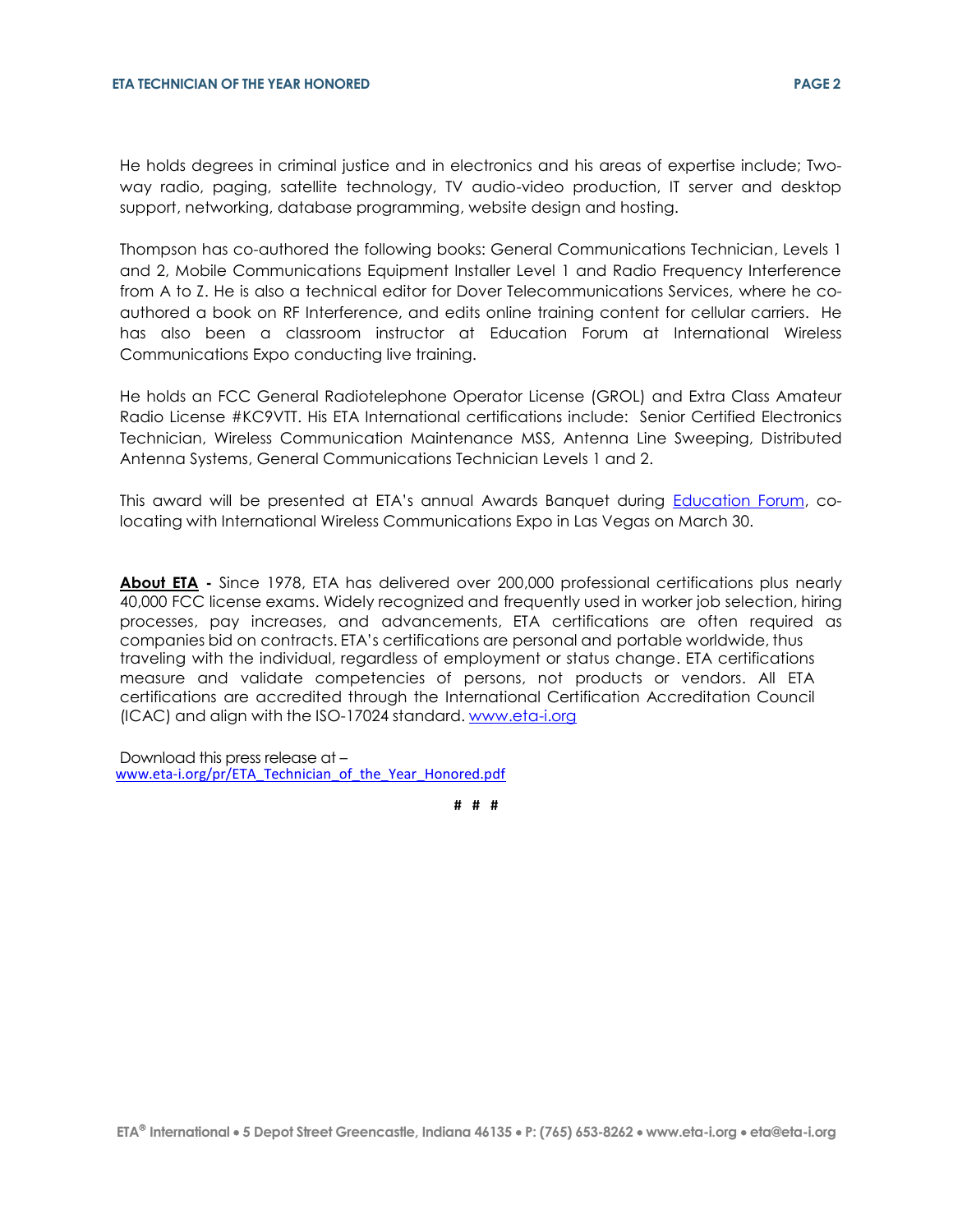He holds degrees in criminal justice and in electronics and his areas of expertise include; Two-way radio, paging, satellite technology, TV audio-video production, IT server and desktop support, networking, database programming, website design and hosting.

Thompson has co-authored the following books: General Communications Technician, Levels 1 and 2, Mobile Communications Equipment Installer Level 1 and Radio Frequency Interference from A to Z. He is also a technical editor for Dover Telecommunications Services, where he co-authored a book on RF Interference, and edits online training content for cellular carriers. He has also been a classroom instructor at Education Forum at International Wireless Communications Expo conducting live training.

He holds an FCC General Radiotelephone Operator License (GROL) and Extra Class Amateur Radio License #KC9VTT. His ETA International certifications include: Senior Certified Electronics Technician, Wireless Communication Maintenance MSS, Antenna Line Sweeping, Distributed Antenna Systems, General Communications Technician Levels 1 and 2.

This award will be presented at ETA's annual Awards Banquet during [Education Forum](), co-locating with International Wireless Communications Expo in Las Vegas on March 30.

**About ETA -** Since 1978, ETA has delivered over 200,000 professional certifications plus nearly 40,000 FCC license exams. Widely recognized and frequently used in worker job selection, hiring processes, pay increases, and advancements, ETA certifications are often required as companies bid on contracts. ETA's certifications are personal and portable worldwide, thus traveling with the individual, regardless of employment or status change. ETA certifications measure and validate competencies of persons, not products or vendors. All ETA certifications are accredited through the International Certification Accreditation Council (ICAC) and align with the ISO-17024 standard. www.eta-i.org

Download this press release at –
www.eta-i.org/pr/ETA_Technician_of_the_Year_Honored.pdf

# # #